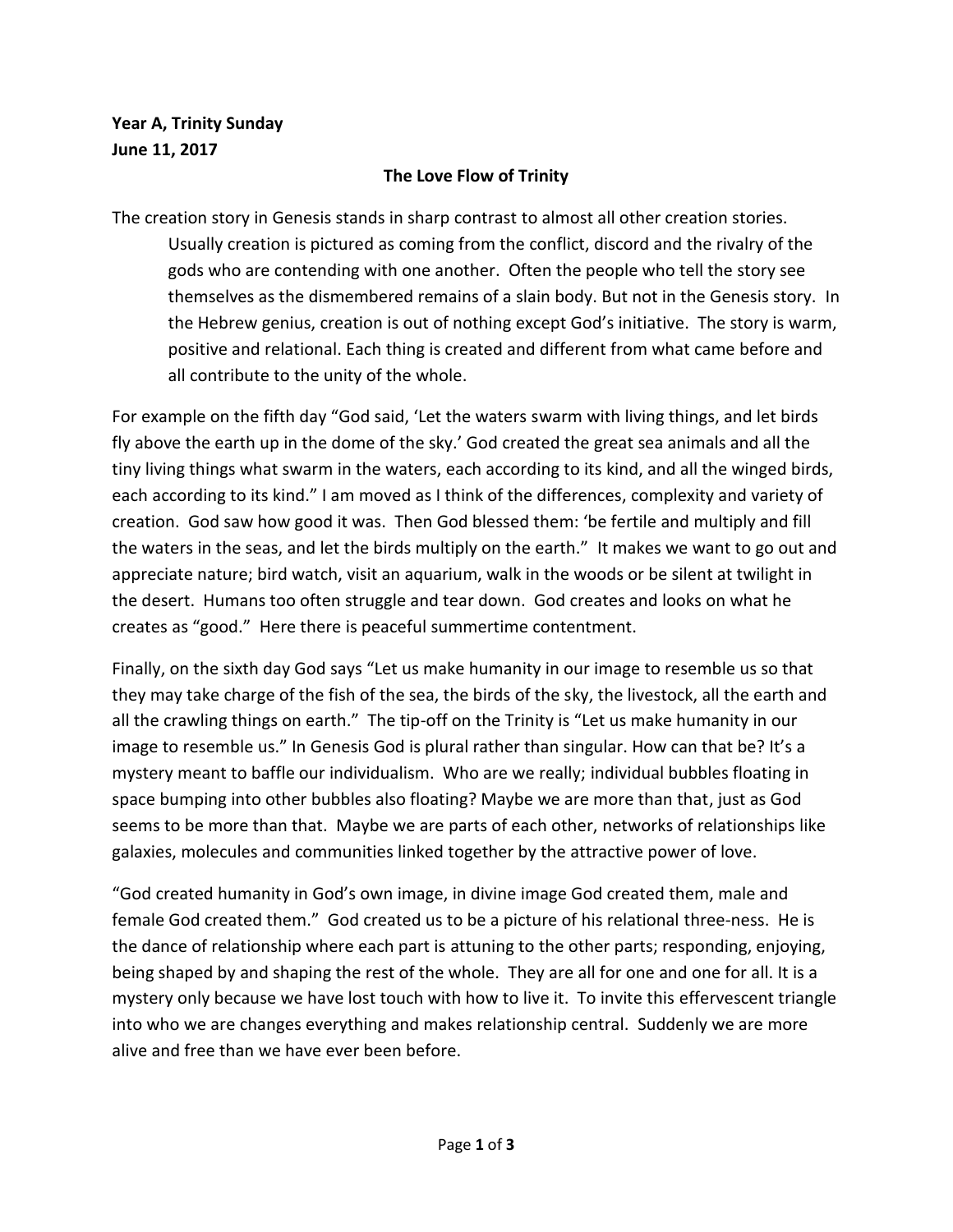**Year A, Trinity Sunday**
**June 11, 2017**

**The Love Flow of Trinity**

The creation story in Genesis stands in sharp contrast to almost all other creation stories. Usually creation is pictured as coming from the conflict, discord and the rivalry of the gods who are contending with one another. Often the people who tell the story see themselves as the dismembered remains of a slain body. But not in the Genesis story. In the Hebrew genius, creation is out of nothing except God's initiative. The story is warm, positive and relational. Each thing is created and different from what came before and all contribute to the unity of the whole.

For example on the fifth day "God said, 'Let the waters swarm with living things, and let birds fly above the earth up in the dome of the sky.' God created the great sea animals and all the tiny living things what swarm in the waters, each according to its kind, and all the winged birds, each according to its kind." I am moved as I think of the differences, complexity and variety of creation. God saw how good it was. Then God blessed them: 'be fertile and multiply and fill the waters in the seas, and let the birds multiply on the earth." It makes we want to go out and appreciate nature; bird watch, visit an aquarium, walk in the woods or be silent at twilight in the desert. Humans too often struggle and tear down. God creates and looks on what he creates as "good." Here there is peaceful summertime contentment.

Finally, on the sixth day God says "Let us make humanity in our image to resemble us so that they may take charge of the fish of the sea, the birds of the sky, the livestock, all the earth and all the crawling things on earth." The tip-off on the Trinity is "Let us make humanity in our image to resemble us." In Genesis God is plural rather than singular. How can that be? It's a mystery meant to baffle our individualism. Who are we really; individual bubbles floating in space bumping into other bubbles also floating? Maybe we are more than that, just as God seems to be more than that. Maybe we are parts of each other, networks of relationships like galaxies, molecules and communities linked together by the attractive power of love.

"God created humanity in God's own image, in divine image God created them, male and female God created them." God created us to be a picture of his relational three-ness. He is the dance of relationship where each part is attuning to the other parts; responding, enjoying, being shaped by and shaping the rest of the whole. They are all for one and one for all. It is a mystery only because we have lost touch with how to live it. To invite this effervescent triangle into who we are changes everything and makes relationship central. Suddenly we are more alive and free than we have ever been before.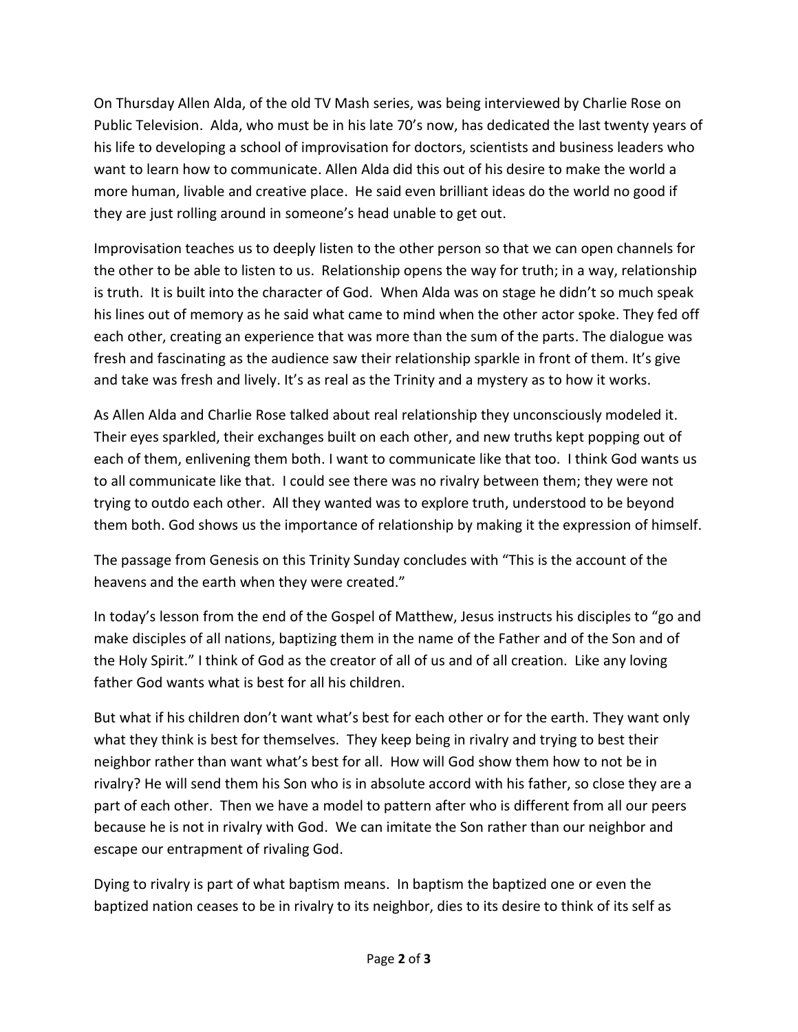On Thursday Allen Alda, of the old TV Mash series, was being interviewed by Charlie Rose on Public Television. Alda, who must be in his late 70's now, has dedicated the last twenty years of his life to developing a school of improvisation for doctors, scientists and business leaders who want to learn how to communicate. Allen Alda did this out of his desire to make the world a more human, livable and creative place. He said even brilliant ideas do the world no good if they are just rolling around in someone's head unable to get out.

Improvisation teaches us to deeply listen to the other person so that we can open channels for the other to be able to listen to us. Relationship opens the way for truth; in a way, relationship is truth. It is built into the character of God. When Alda was on stage he didn't so much speak his lines out of memory as he said what came to mind when the other actor spoke. They fed off each other, creating an experience that was more than the sum of the parts. The dialogue was fresh and fascinating as the audience saw their relationship sparkle in front of them. It's give and take was fresh and lively. It's as real as the Trinity and a mystery as to how it works.

As Allen Alda and Charlie Rose talked about real relationship they unconsciously modeled it. Their eyes sparkled, their exchanges built on each other, and new truths kept popping out of each of them, enlivening them both. I want to communicate like that too. I think God wants us to all communicate like that. I could see there was no rivalry between them; they were not trying to outdo each other. All they wanted was to explore truth, understood to be beyond them both. God shows us the importance of relationship by making it the expression of himself.

The passage from Genesis on this Trinity Sunday concludes with "This is the account of the heavens and the earth when they were created."

In today's lesson from the end of the Gospel of Matthew, Jesus instructs his disciples to "go and make disciples of all nations, baptizing them in the name of the Father and of the Son and of the Holy Spirit." I think of God as the creator of all of us and of all creation. Like any loving father God wants what is best for all his children.

But what if his children don't want what's best for each other or for the earth. They want only what they think is best for themselves. They keep being in rivalry and trying to best their neighbor rather than want what's best for all. How will God show them how to not be in rivalry? He will send them his Son who is in absolute accord with his father, so close they are a part of each other. Then we have a model to pattern after who is different from all our peers because he is not in rivalry with God. We can imitate the Son rather than our neighbor and escape our entrapment of rivaling God.

Dying to rivalry is part of what baptism means. In baptism the baptized one or even the baptized nation ceases to be in rivalry to its neighbor, dies to its desire to think of its self as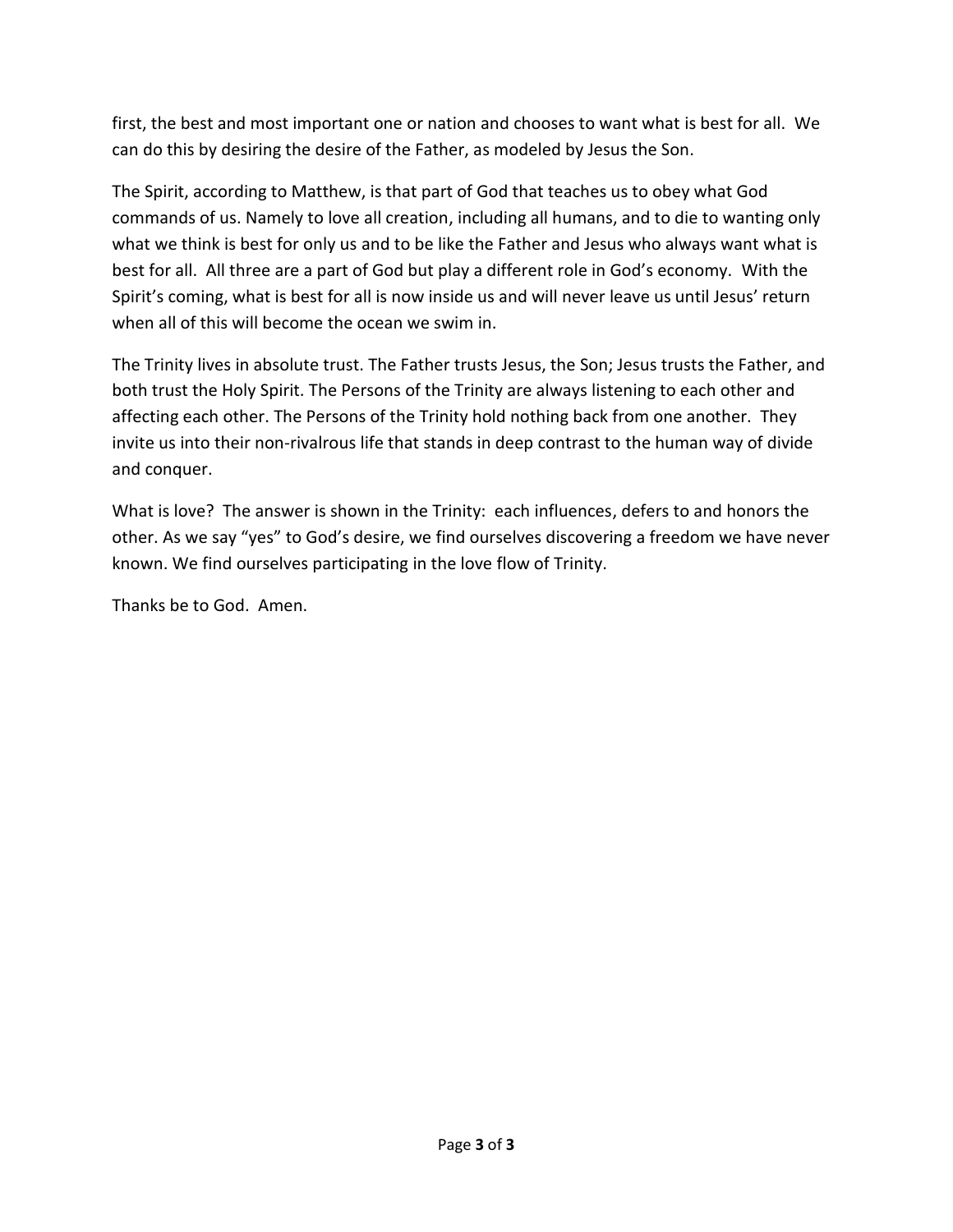first, the best and most important one or nation and chooses to want what is best for all. We can do this by desiring the desire of the Father, as modeled by Jesus the Son.

The Spirit, according to Matthew, is that part of God that teaches us to obey what God commands of us. Namely to love all creation, including all humans, and to die to wanting only what we think is best for only us and to be like the Father and Jesus who always want what is best for all. All three are a part of God but play a different role in God's economy. With the Spirit's coming, what is best for all is now inside us and will never leave us until Jesus' return when all of this will become the ocean we swim in.

The Trinity lives in absolute trust. The Father trusts Jesus, the Son; Jesus trusts the Father, and both trust the Holy Spirit. The Persons of the Trinity are always listening to each other and affecting each other. The Persons of the Trinity hold nothing back from one another. They invite us into their non-rivalrous life that stands in deep contrast to the human way of divide and conquer.

What is love? The answer is shown in the Trinity: each influences, defers to and honors the other. As we say "yes" to God's desire, we find ourselves discovering a freedom we have never known. We find ourselves participating in the love flow of Trinity.

Thanks be to God. Amen.